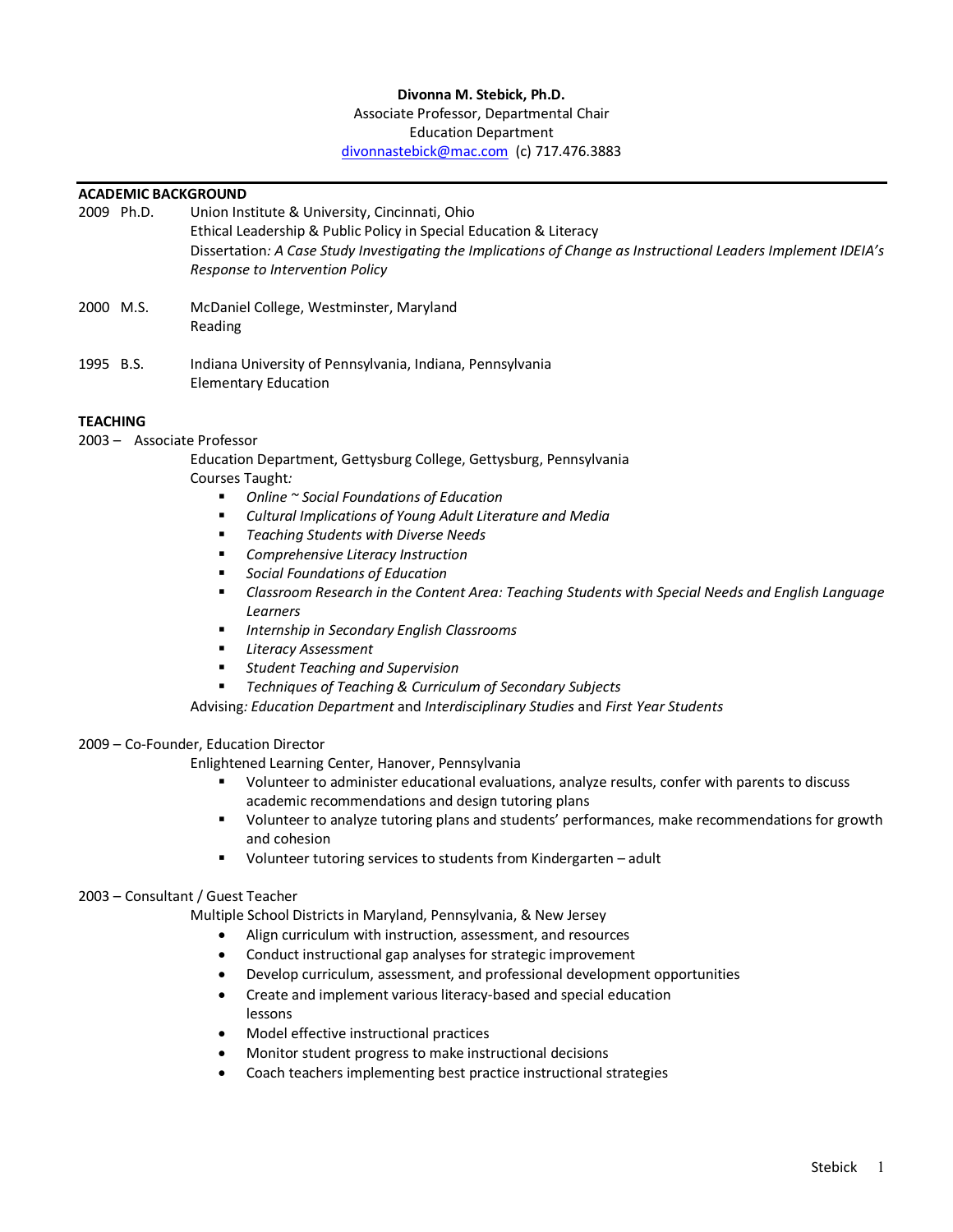**Divonna M. Stebick, Ph.D.**
Associate Professor, Departmental Chair
Education Department
divonnastebick@mac.com (c) 717.476.3883

---

## ACADEMIC BACKGROUND

2009 Ph.D. Union Institute & University, Cincinnati, Ohio
Ethical Leadership & Public Policy in Special Education & Literacy
Dissertation*: A Case Study Investigating the Implications of Change as Instructional Leaders Implement IDEIA's Response to Intervention Policy*

2000 M.S. McDaniel College, Westminster, Maryland
Reading

1995 B.S. Indiana University of Pennsylvania, Indiana, Pennsylvania
Elementary Education

## TEACHING

2003 – Associate Professor
Education Department, Gettysburg College, Gettysburg, Pennsylvania
Courses Taught*:*

- *Online ~ Social Foundations of Education*
- *Cultural Implications of Young Adult Literature and Media*
- *Teaching Students with Diverse Needs*
- *Comprehensive Literacy Instruction*
- *Social Foundations of Education*
- *Classroom Research in the Content Area: Teaching Students with Special Needs and English Language Learners*
- *Internship in Secondary English Classrooms*
- *Literacy Assessment*
- *Student Teaching and Supervision*
- *Techniques of Teaching & Curriculum of Secondary Subjects*

Advising*: Education Department* and *Interdisciplinary Studies* and *First Year Students*

2009 – Co-Founder, Education Director
Enlightened Learning Center, Hanover, Pennsylvania

- Volunteer to administer educational evaluations, analyze results, confer with parents to discuss academic recommendations and design tutoring plans
- Volunteer to analyze tutoring plans and students' performances, make recommendations for growth and cohesion
- Volunteer tutoring services to students from Kindergarten – adult

2003 – Consultant / Guest Teacher
Multiple School Districts in Maryland, Pennsylvania, & New Jersey

- Align curriculum with instruction, assessment, and resources
- Conduct instructional gap analyses for strategic improvement
- Develop curriculum, assessment, and professional development opportunities
- Create and implement various literacy-based and special education lessons
- Model effective instructional practices
- Monitor student progress to make instructional decisions
- Coach teachers implementing best practice instructional strategies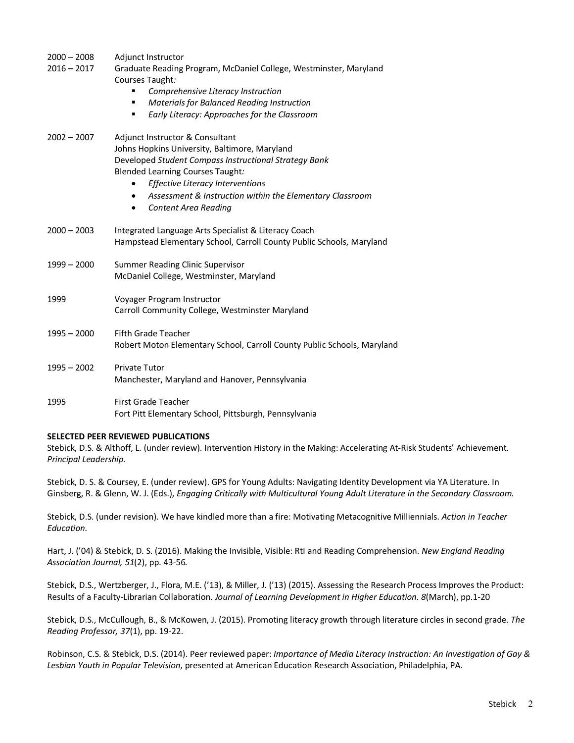2000 – 2008
2016 – 2017

Adjunct Instructor
Graduate Reading Program, McDaniel College, Westminster, Maryland
Courses Taught*:*

- *Comprehensive Literacy Instruction*
- *Materials for Balanced Reading Instruction*
- *Early Literacy: Approaches for the Classroom*

2002 – 2007

Adjunct Instructor & Consultant
Johns Hopkins University, Baltimore, Maryland
Developed *Student Compass Instructional Strategy Bank*
Blended Learning Courses Taught*:*

- *Effective Literacy Interventions*
- *Assessment & Instruction within the Elementary Classroom*
- *Content Area Reading*

2000 – 2003

Integrated Language Arts Specialist & Literacy Coach
Hampstead Elementary School, Carroll County Public Schools, Maryland

1999 – 2000

Summer Reading Clinic Supervisor
McDaniel College, Westminster, Maryland

1999

Voyager Program Instructor
Carroll Community College, Westminster Maryland

1995 – 2000

Fifth Grade Teacher
Robert Moton Elementary School, Carroll County Public Schools, Maryland

1995 – 2002

Private Tutor
Manchester, Maryland and Hanover, Pennsylvania

1995

First Grade Teacher
Fort Pitt Elementary School, Pittsburgh, Pennsylvania

**SELECTED PEER REVIEWED PUBLICATIONS**

Stebick, D.S. & Althoff, L. (under review). Intervention History in the Making: Accelerating At-Risk Students' Achievement. *Principal Leadership.*

Stebick, D. S. & Coursey, E. (under review). GPS for Young Adults: Navigating Identity Development via YA Literature. In Ginsberg, R. & Glenn, W. J. (Eds.), *Engaging Critically with Multicultural Young Adult Literature in the Secondary Classroom.*

Stebick, D.S. (under revision). We have kindled more than a fire: Motivating Metacognitive Milliennials. *Action in Teacher Education.*

Hart, J. ('04) & Stebick, D. S. (2016). Making the Invisible, Visible: RtI and Reading Comprehension. *New England Reading Association Journal, 51*(2), pp. 43-56*.*

Stebick, D.S., Wertzberger, J., Flora, M.E. ('13), & Miller, J. ('13) (2015). Assessing the Research Process Improves the Product: Results of a Faculty-Librarian Collaboration. *Journal of Learning Development in Higher Education. 8*(March), pp.1-20

Stebick, D.S., McCullough, B., & McKowen, J. (2015). Promoting literacy growth through literature circles in second grade. *The Reading Professor, 37*(1), pp. 19-22.

Robinson, C.S. & Stebick, D.S. (2014). Peer reviewed paper: *Importance of Media Literacy Instruction: An Investigation of Gay & Lesbian Youth in Popular Television*, presented at American Education Research Association, Philadelphia, PA.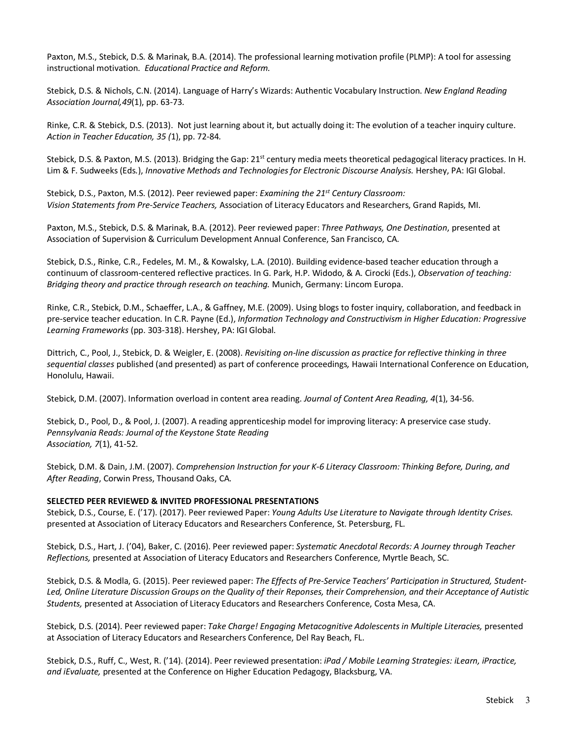Paxton, M.S., Stebick, D.S. & Marinak, B.A. (2014). The professional learning motivation profile (PLMP): A tool for assessing instructional motivation. *Educational Practice and Reform.*

Stebick, D.S. & Nichols, C.N. (2014). Language of Harry's Wizards: Authentic Vocabulary Instruction. *New England Reading Association Journal,49*(1), pp. 63-73.

Rinke, C.R. & Stebick, D.S. (2013). Not just learning about it, but actually doing it: The evolution of a teacher inquiry culture. *Action in Teacher Education, 35 (*1), pp. 72-84.

Stebick, D.S. & Paxton, M.S. (2013). Bridging the Gap: 21st century media meets theoretical pedagogical literacy practices. In H. Lim & F. Sudweeks (Eds.), *Innovative Methods and Technologies for Electronic Discourse Analysis.* Hershey, PA: IGI Global.

Stebick, D.S., Paxton, M.S. (2012). Peer reviewed paper: *Examining the 21st Century Classroom: Vision Statements from Pre-Service Teachers,* Association of Literacy Educators and Researchers, Grand Rapids, MI.

Paxton, M.S., Stebick, D.S. & Marinak, B.A. (2012). Peer reviewed paper: *Three Pathways, One Destination*, presented at Association of Supervision & Curriculum Development Annual Conference, San Francisco, CA.

Stebick, D.S., Rinke, C.R., Fedeles, M. M., & Kowalsky, L.A. (2010). Building evidence-based teacher education through a continuum of classroom-centered reflective practices. In G. Park, H.P. Widodo, & A. Cirocki (Eds.), *Observation of teaching: Bridging theory and practice through research on teaching.* Munich, Germany: Lincom Europa.

Rinke, C.R., Stebick, D.M., Schaeffer, L.A., & Gaffney, M.E. (2009). Using blogs to foster inquiry, collaboration, and feedback in pre-service teacher education. In C.R. Payne (Ed.), *Information Technology and Constructivism in Higher Education: Progressive Learning Frameworks* (pp. 303-318). Hershey, PA: IGI Global.

Dittrich, C., Pool, J., Stebick, D. & Weigler, E. (2008). *Revisiting on-line discussion as practice for reflective thinking in three sequential classes* published (and presented) as part of conference proceedings*,* Hawaii International Conference on Education, Honolulu, Hawaii.

Stebick, D.M. (2007). Information overload in content area reading. *Journal of Content Area Reading, 4*(1), 34-56.

Stebick, D., Pool, D., & Pool, J. (2007). A reading apprenticeship model for improving literacy: A preservice case study. *Pennsylvania Reads: Journal of the Keystone State Reading Association, 7*(1), 41-52.

Stebick, D.M. & Dain, J.M. (2007). *Comprehension Instruction for your K-6 Literacy Classroom: Thinking Before, During, and After Reading*, Corwin Press, Thousand Oaks, CA.

**SELECTED PEER REVIEWED & INVITED PROFESSIONAL PRESENTATIONS**

Stebick, D.S., Course, E. ('17). (2017). Peer reviewed Paper: *Young Adults Use Literature to Navigate through Identity Crises.* presented at Association of Literacy Educators and Researchers Conference, St. Petersburg, FL.

Stebick, D.S., Hart, J. ('04), Baker, C. (2016). Peer reviewed paper: *Systematic Anecdotal Records: A Journey through Teacher Reflections,* presented at Association of Literacy Educators and Researchers Conference, Myrtle Beach, SC.

Stebick, D.S. & Modla, G. (2015). Peer reviewed paper: *The Effects of Pre-Service Teachers' Participation in Structured, Student-Led, Online Literature Discussion Groups on the Quality of their Reponses, their Comprehension, and their Acceptance of Autistic Students,* presented at Association of Literacy Educators and Researchers Conference, Costa Mesa, CA.

Stebick, D.S. (2014). Peer reviewed paper: *Take Charge! Engaging Metacognitive Adolescents in Multiple Literacies,* presented at Association of Literacy Educators and Researchers Conference, Del Ray Beach, FL.

Stebick, D.S., Ruff, C., West, R. ('14). (2014). Peer reviewed presentation: *iPad / Mobile Learning Strategies: iLearn, iPractice, and iEvaluate,* presented at the Conference on Higher Education Pedagogy, Blacksburg, VA.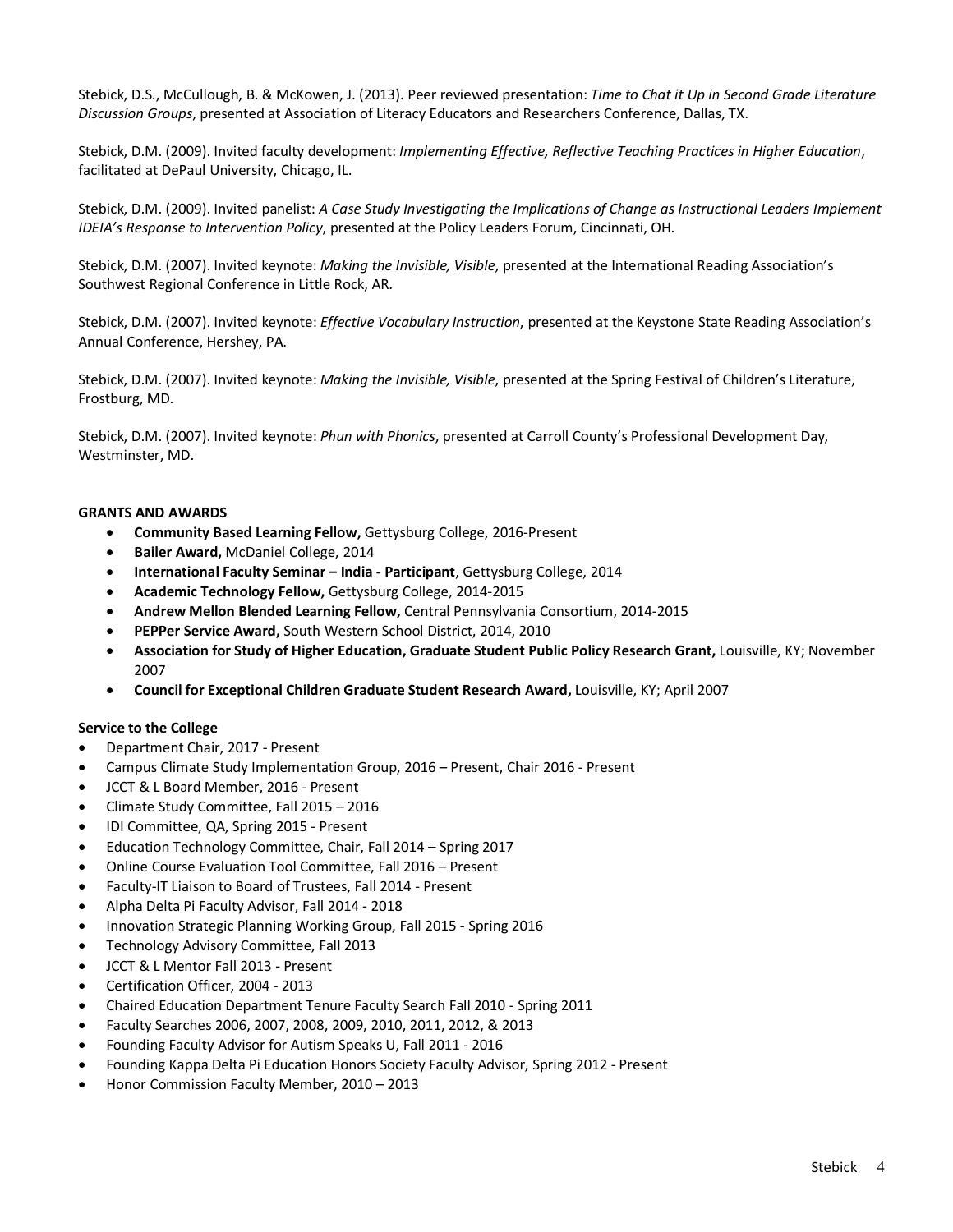Stebick, D.S., McCullough, B. & McKowen, J. (2013). Peer reviewed presentation: *Time to Chat it Up in Second Grade Literature Discussion Groups*, presented at Association of Literacy Educators and Researchers Conference, Dallas, TX.

Stebick, D.M. (2009). Invited faculty development: *Implementing Effective, Reflective Teaching Practices in Higher Education*, facilitated at DePaul University, Chicago, IL.

Stebick, D.M. (2009). Invited panelist: *A Case Study Investigating the Implications of Change as Instructional Leaders Implement IDEIA's Response to Intervention Policy*, presented at the Policy Leaders Forum, Cincinnati, OH.

Stebick, D.M. (2007). Invited keynote: *Making the Invisible, Visible*, presented at the International Reading Association's Southwest Regional Conference in Little Rock, AR.

Stebick, D.M. (2007). Invited keynote: *Effective Vocabulary Instruction*, presented at the Keystone State Reading Association's Annual Conference, Hershey, PA.

Stebick, D.M. (2007). Invited keynote: *Making the Invisible, Visible*, presented at the Spring Festival of Children's Literature, Frostburg, MD.

Stebick, D.M. (2007). Invited keynote: *Phun with Phonics*, presented at Carroll County's Professional Development Day, Westminster, MD.

**GRANTS AND AWARDS**

- **Community Based Learning Fellow,** Gettysburg College, 2016-Present
- **Bailer Award,** McDaniel College, 2014
- **International Faculty Seminar – India - Participant**, Gettysburg College, 2014
- **Academic Technology Fellow,** Gettysburg College, 2014-2015
- **Andrew Mellon Blended Learning Fellow,** Central Pennsylvania Consortium, 2014-2015
- **PEPPer Service Award,** South Western School District, 2014, 2010
- **Association for Study of Higher Education, Graduate Student Public Policy Research Grant,** Louisville, KY; November 2007
- **Council for Exceptional Children Graduate Student Research Award,** Louisville, KY; April 2007

**Service to the College**

- Department Chair, 2017 - Present
- Campus Climate Study Implementation Group, 2016 – Present, Chair 2016 - Present
- JCCT & L Board Member, 2016 - Present
- Climate Study Committee, Fall 2015 – 2016
- IDI Committee, QA, Spring 2015 - Present
- Education Technology Committee, Chair, Fall 2014 – Spring 2017
- Online Course Evaluation Tool Committee, Fall 2016 – Present
- Faculty-IT Liaison to Board of Trustees, Fall 2014 - Present
- Alpha Delta Pi Faculty Advisor, Fall 2014 - 2018
- Innovation Strategic Planning Working Group, Fall 2015 - Spring 2016
- Technology Advisory Committee, Fall 2013
- JCCT & L Mentor Fall 2013 - Present
- Certification Officer, 2004 - 2013
- Chaired Education Department Tenure Faculty Search Fall 2010 - Spring 2011
- Faculty Searches 2006, 2007, 2008, 2009, 2010, 2011, 2012, & 2013
- Founding Faculty Advisor for Autism Speaks U, Fall 2011 - 2016
- Founding Kappa Delta Pi Education Honors Society Faculty Advisor, Spring 2012 - Present
- Honor Commission Faculty Member, 2010 – 2013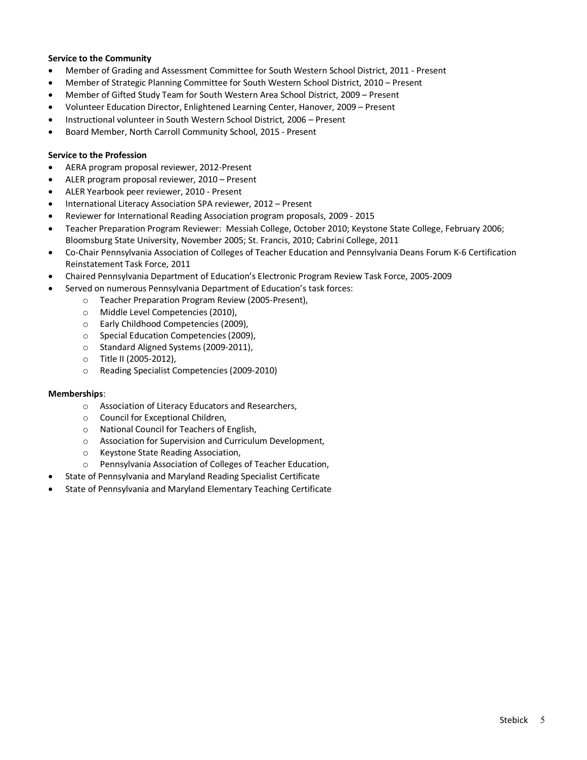**Service to the Community**

- Member of Grading and Assessment Committee for South Western School District, 2011 - Present
- Member of Strategic Planning Committee for South Western School District, 2010 – Present
- Member of Gifted Study Team for South Western Area School District, 2009 – Present
- Volunteer Education Director, Enlightened Learning Center, Hanover, 2009 – Present
- Instructional volunteer in South Western School District, 2006 – Present
- Board Member, North Carroll Community School, 2015 - Present

**Service to the Profession**

- AERA program proposal reviewer, 2012-Present
- ALER program proposal reviewer, 2010 – Present
- ALER Yearbook peer reviewer, 2010 - Present
- International Literacy Association SPA reviewer, 2012 – Present
- Reviewer for International Reading Association program proposals, 2009 - 2015
- Teacher Preparation Program Reviewer: Messiah College, October 2010; Keystone State College, February 2006; Bloomsburg State University, November 2005; St. Francis, 2010; Cabrini College, 2011
- Co-Chair Pennsylvania Association of Colleges of Teacher Education and Pennsylvania Deans Forum K-6 Certification Reinstatement Task Force, 2011
- Chaired Pennsylvania Department of Education's Electronic Program Review Task Force, 2005-2009
- Served on numerous Pennsylvania Department of Education's task forces:
  - Teacher Preparation Program Review (2005-Present),
  - Middle Level Competencies (2010),
  - Early Childhood Competencies (2009),
  - Special Education Competencies (2009),
  - Standard Aligned Systems (2009-2011),
  - Title II (2005-2012),
  - Reading Specialist Competencies (2009-2010)

**Memberships**:

  - Association of Literacy Educators and Researchers,
  - Council for Exceptional Children,
  - National Council for Teachers of English,
  - Association for Supervision and Curriculum Development,
  - Keystone State Reading Association,
  - Pennsylvania Association of Colleges of Teacher Education,
- State of Pennsylvania and Maryland Reading Specialist Certificate
- State of Pennsylvania and Maryland Elementary Teaching Certificate